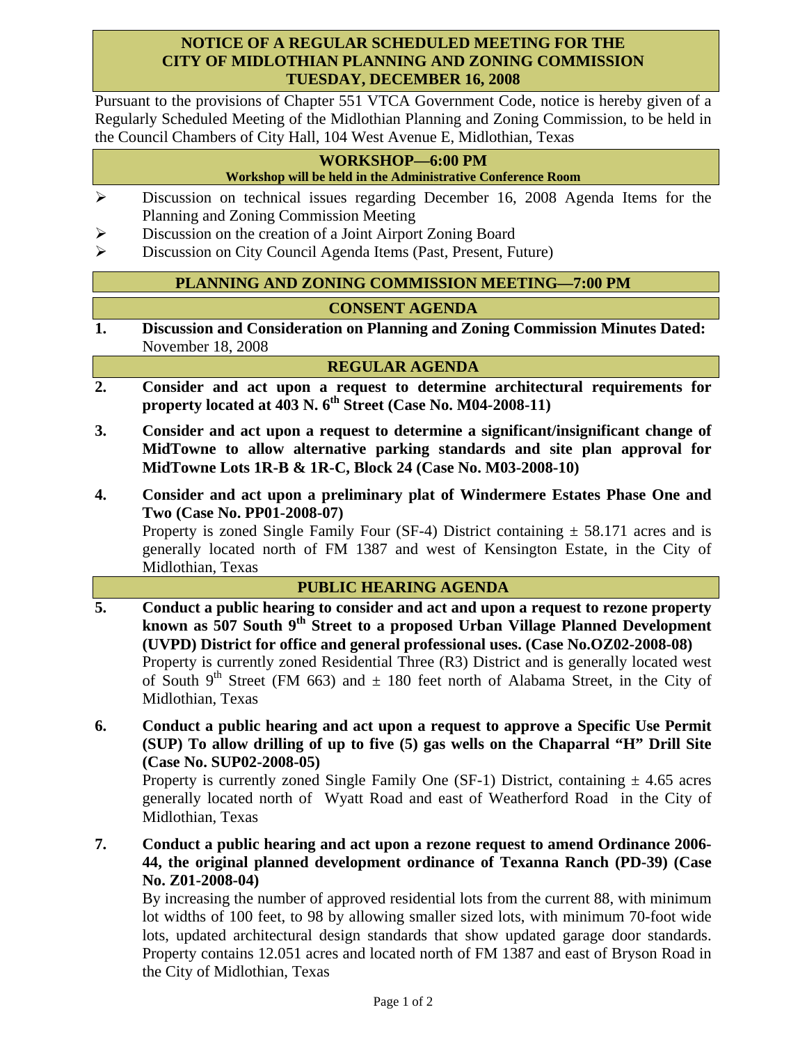# NOTICE OF A REGULAR SCHEDULED MEETING FOR THE CITY OF MIDLOTHIAN PLANNING AND ZONING COMMISSION TUESDAY, DECEMBER 16, 2008

Pursuant to the provisions of Chapter 551 VTCA Government Code, notice is hereby given of a Regularly Scheduled Meeting of the Midlothian Planning and Zoning Commission, to be held in the Council Chambers of City Hall, 104 West Avenue E, Midlothian, Texas

## WORKSHOP—6:00 PM

**Workshop will be held in the Administrative Conference Room**

- Discussion on technical issues regarding December 16, 2008 Agenda Items for the Planning and Zoning Commission Meeting
- Discussion on the creation of a Joint Airport Zoning Board
- Discussion on City Council Agenda Items (Past, Present, Future)

## PLANNING AND ZONING COMMISSION MEETING—7:00 PM

## CONSENT AGENDA

1. **Discussion and Consideration on Planning and Zoning Commission Minutes Dated:** November 18, 2008

## REGULAR AGENDA

2. **Consider and act upon a request to determine architectural requirements for property located at 403 N. 6th Street (Case No. M04-2008-11)**

3. **Consider and act upon a request to determine a significant/insignificant change of MidTowne to allow alternative parking standards and site plan approval for MidTowne Lots 1R-B & 1R-C, Block 24 (Case No. M03-2008-10)**

4. **Consider and act upon a preliminary plat of Windermere Estates Phase One and Two (Case No. PP01-2008-07)**
   Property is zoned Single Family Four (SF-4) District containing ± 58.171 acres and is generally located north of FM 1387 and west of Kensington Estate, in the City of Midlothian, Texas

## PUBLIC HEARING AGENDA

5. **Conduct a public hearing to consider and act and upon a request to rezone property known as 507 South 9th Street to a proposed Urban Village Planned Development (UVPD) District for office and general professional uses. (Case No.OZ02-2008-08)**
   Property is currently zoned Residential Three (R3) District and is generally located west of South 9th Street (FM 663) and ± 180 feet north of Alabama Street, in the City of Midlothian, Texas

6. **Conduct a public hearing and act upon a request to approve a Specific Use Permit (SUP) To allow drilling of up to five (5) gas wells on the Chaparral "H" Drill Site (Case No. SUP02-2008-05)**
   Property is currently zoned Single Family One (SF-1) District, containing ± 4.65 acres generally located north of Wyatt Road and east of Weatherford Road in the City of Midlothian, Texas

7. **Conduct a public hearing and act upon a rezone request to amend Ordinance 2006-44, the original planned development ordinance of Texanna Ranch (PD-39) (Case No. Z01-2008-04)**
   By increasing the number of approved residential lots from the current 88, with minimum lot widths of 100 feet, to 98 by allowing smaller sized lots, with minimum 70-foot wide lots, updated architectural design standards that show updated garage door standards. Property contains 12.051 acres and located north of FM 1387 and east of Bryson Road in the City of Midlothian, Texas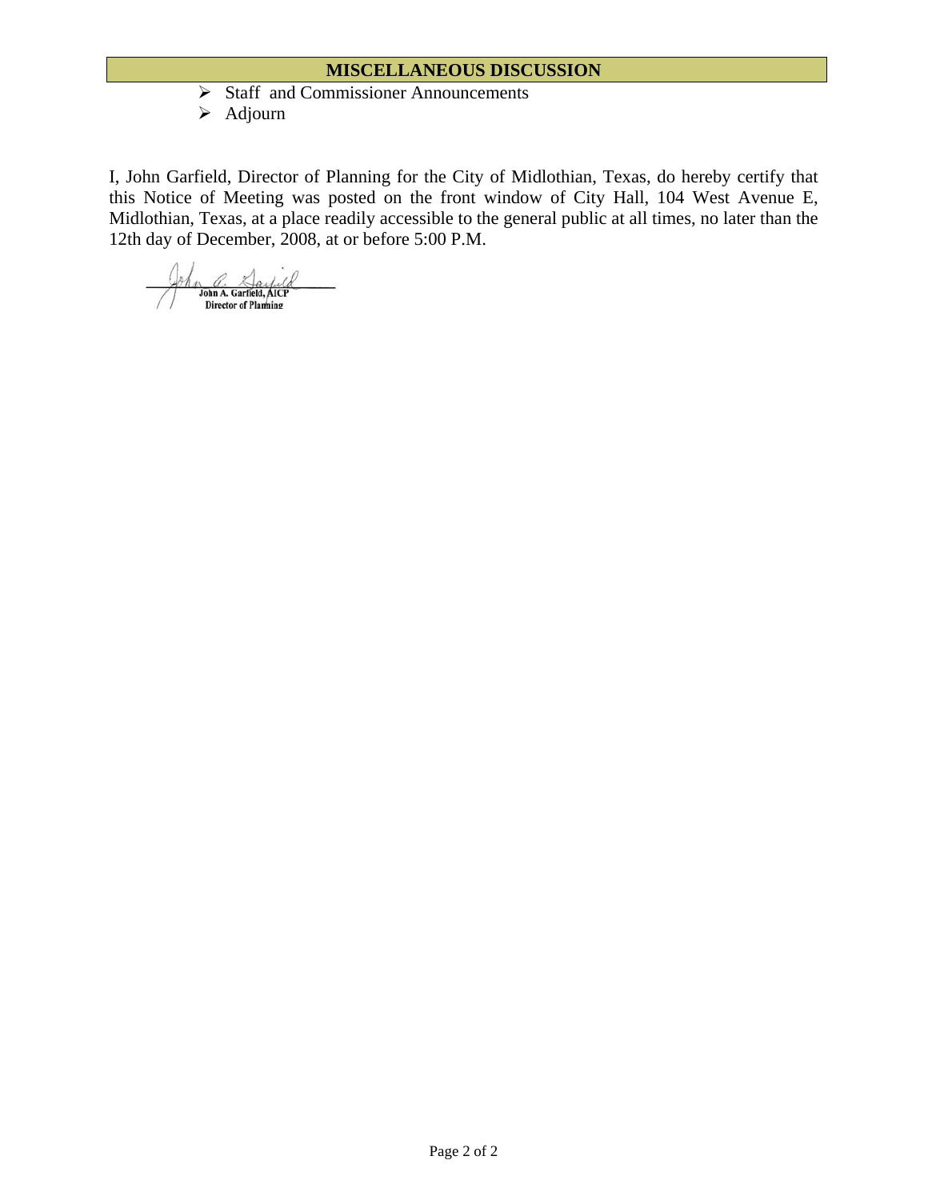## MISCELLANEOUS DISCUSSION

- Staff and Commissioner Announcements
- Adjourn

I, John Garfield, Director of Planning for the City of Midlothian, Texas, do hereby certify that this Notice of Meeting was posted on the front window of City Hall, 104 West Avenue E, Midlothian, Texas, at a place readily accessible to the general public at all times, no later than the 12th day of December, 2008, at or before 5:00 P.M.

John A. Garfield, AICP
Director of Planning